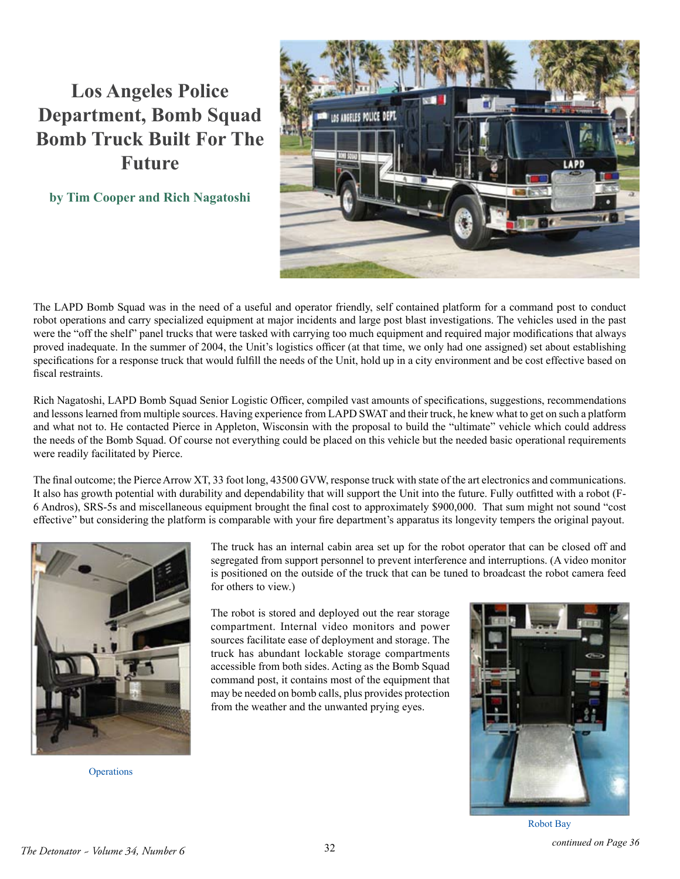# Los Angeles Police Department, Bomb Squad Bomb Truck Built For The Future

**by Tim Cooper and Rich Nagatoshi**

The LAPD Bomb Squad was in the need of a useful and operator friendly, self contained platform for a command post to conduct robot operations and carry specialized equipment at major incidents and large post blast investigations. The vehicles used in the past were the "off the shelf" panel trucks that were tasked with carrying too much equipment and required major modifications that always proved inadequate. In the summer of 2004, the Unit's logistics officer (at that time, we only had one assigned) set about establishing specifications for a response truck that would fulfill the needs of the Unit, hold up in a city environment and be cost effective based on fiscal restraints.

Rich Nagatoshi, LAPD Bomb Squad Senior Logistic Officer, compiled vast amounts of specifications, suggestions, recommendations and lessons learned from multiple sources. Having experience from LAPD SWAT and their truck, he knew what to get on such a platform and what not to. He contacted Pierce in Appleton, Wisconsin with the proposal to build the "ultimate" vehicle which could address the needs of the Bomb Squad. Of course not everything could be placed on this vehicle but the needed basic operational requirements were readily facilitated by Pierce.

The final outcome; the Pierce Arrow XT, 33 foot long, 43500 GVW, response truck with state of the art electronics and communications. It also has growth potential with durability and dependability that will support the Unit into the future. Fully outfitted with a robot (F-6 Andros), SRS-5s and miscellaneous equipment brought the final cost to approximately $900,000. That sum might not sound "cost effective" but considering the platform is comparable with your fire department's apparatus its longevity tempers the original payout.

Operations

The truck has an internal cabin area set up for the robot operator that can be closed off and segregated from support personnel to prevent interference and interruptions. (A video monitor is positioned on the outside of the truck that can be tuned to broadcast the robot camera feed for others to view.)

The robot is stored and deployed out the rear storage compartment. Internal video monitors and power sources facilitate ease of deployment and storage. The truck has abundant lockable storage compartments accessible from both sides. Acting as the Bomb Squad command post, it contains most of the equipment that may be needed on bomb calls, plus provides protection from the weather and the unwanted prying eyes.

Robot Bay

*continued on Page 36*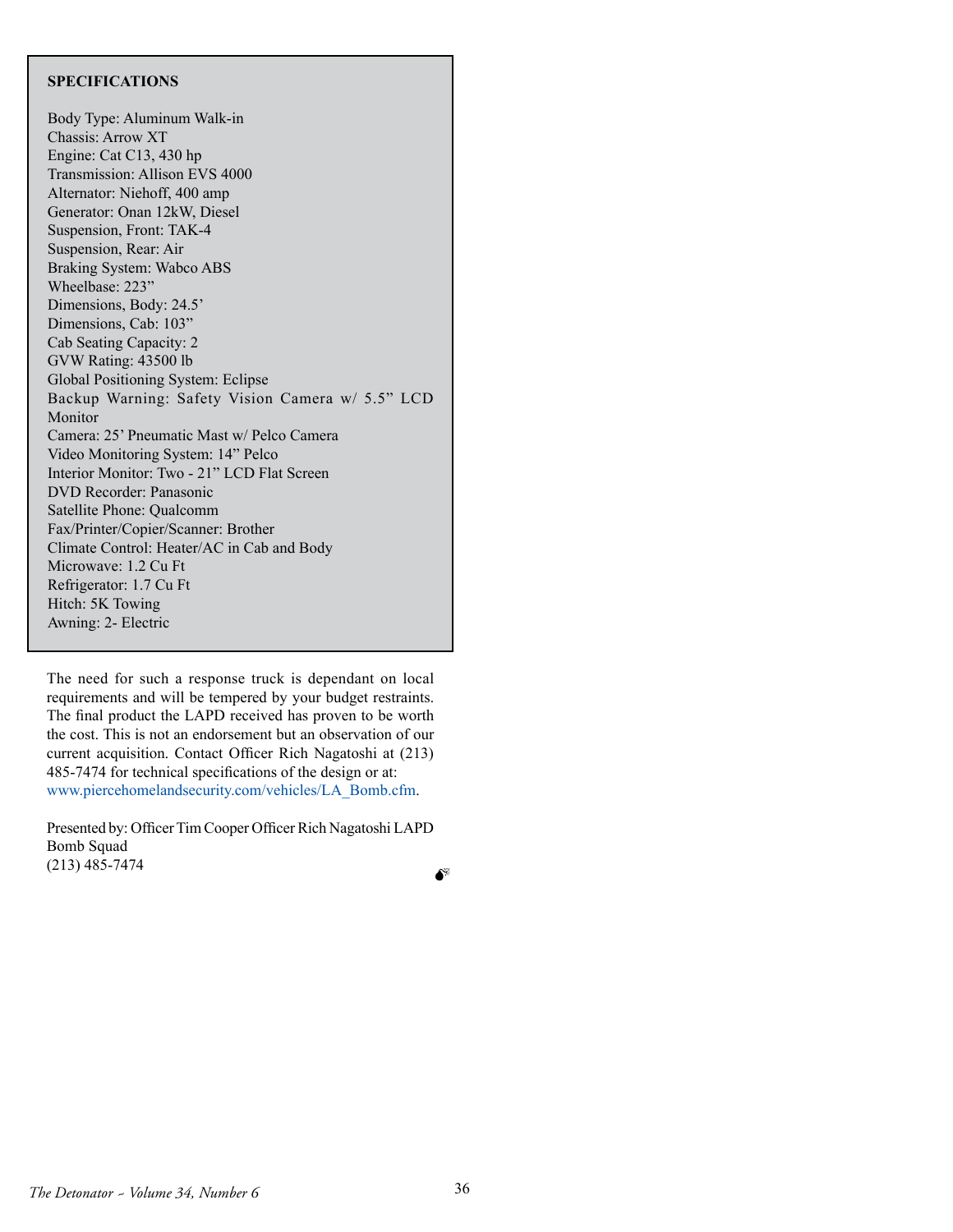**SPECIFICATIONS**

Body Type: Aluminum Walk-in
Chassis: Arrow XT
Engine: Cat C13, 430 hp
Transmission: Allison EVS 4000
Alternator: Niehoff, 400 amp
Generator: Onan 12kW, Diesel
Suspension, Front: TAK-4
Suspension, Rear: Air
Braking System: Wabco ABS
Wheelbase: 223”
Dimensions, Body: 24.5’
Dimensions, Cab: 103”
Cab Seating Capacity: 2
GVW Rating: 43500 lb
Global Positioning System: Eclipse
Backup Warning: Safety Vision Camera w/ 5.5” LCD Monitor
Camera: 25’ Pneumatic Mast w/ Pelco Camera
Video Monitoring System: 14” Pelco
Interior Monitor: Two - 21” LCD Flat Screen
DVD Recorder: Panasonic
Satellite Phone: Qualcomm
Fax/Printer/Copier/Scanner: Brother
Climate Control: Heater/AC in Cab and Body
Microwave: 1.2 Cu Ft
Refrigerator: 1.7 Cu Ft
Hitch: 5K Towing
Awning: 2- Electric

The need for such a response truck is dependant on local requirements and will be tempered by your budget restraints. The final product the LAPD received has proven to be worth the cost. This is not an endorsement but an observation of our current acquisition. Contact Officer Rich Nagatoshi at (213) 485-7474 for technical specifications of the design or at: www.piercehomelandsecurity.com/vehicles/LA_Bomb.cfm.

Presented by: Officer Tim Cooper Officer Rich Nagatoshi LAPD Bomb Squad
(213) 485-7474